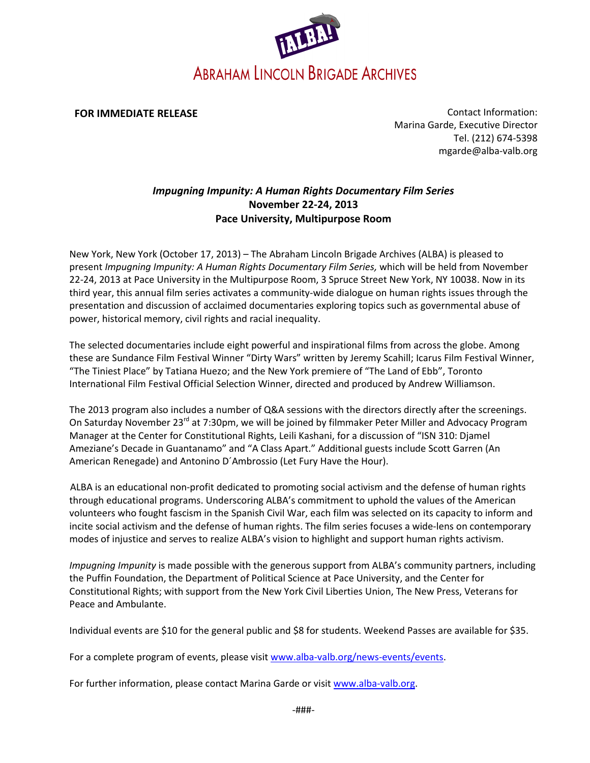¡ALBA!

ABRAHAM LINCOLN BRIGADE ARCHIVES

**FOR IMMEDIATE RELEASE**

Contact Information:
Marina Garde, Executive Director
Tel. (212) 674-5398
mgarde@alba-valb.org

***Impugning Impunity: A Human Rights Documentary Film Series***
**November 22-24, 2013**
**Pace University, Multipurpose Room**

New York, New York (October 17, 2013) – The Abraham Lincoln Brigade Archives (ALBA) is pleased to present *Impugning Impunity: A Human Rights Documentary Film Series,* which will be held from November 22-24, 2013 at Pace University in the Multipurpose Room, 3 Spruce Street New York, NY 10038. Now in its third year, this annual film series activates a community-wide dialogue on human rights issues through the presentation and discussion of acclaimed documentaries exploring topics such as governmental abuse of power, historical memory, civil rights and racial inequality.

The selected documentaries include eight powerful and inspirational films from across the globe. Among these are Sundance Film Festival Winner "Dirty Wars" written by Jeremy Scahill; Icarus Film Festival Winner, "The Tiniest Place" by Tatiana Huezo; and the New York premiere of "The Land of Ebb", Toronto International Film Festival Official Selection Winner, directed and produced by Andrew Williamson.

The 2013 program also includes a number of Q&A sessions with the directors directly after the screenings. On Saturday November 23rd at 7:30pm, we will be joined by filmmaker Peter Miller and Advocacy Program Manager at the Center for Constitutional Rights, Leili Kashani, for a discussion of "ISN 310: Djamel Ameziane's Decade in Guantanamo" and "A Class Apart." Additional guests include Scott Garren (An American Renegade) and Antonino D´Ambrossio (Let Fury Have the Hour).

ALBA is an educational non-profit dedicated to promoting social activism and the defense of human rights through educational programs. Underscoring ALBA's commitment to uphold the values of the American volunteers who fought fascism in the Spanish Civil War, each film was selected on its capacity to inform and incite social activism and the defense of human rights. The film series focuses a wide-lens on contemporary modes of injustice and serves to realize ALBA's vision to highlight and support human rights activism.

*Impugning Impunity* is made possible with the generous support from ALBA's community partners, including the Puffin Foundation, the Department of Political Science at Pace University, and the Center for Constitutional Rights; with support from the New York Civil Liberties Union, The New Press, Veterans for Peace and Ambulante.

Individual events are $10 for the general public and $8 for students. Weekend Passes are available for $35.

For a complete program of events, please visit www.alba-valb.org/news-events/events.

For further information, please contact Marina Garde or visit www.alba-valb.org.

-###-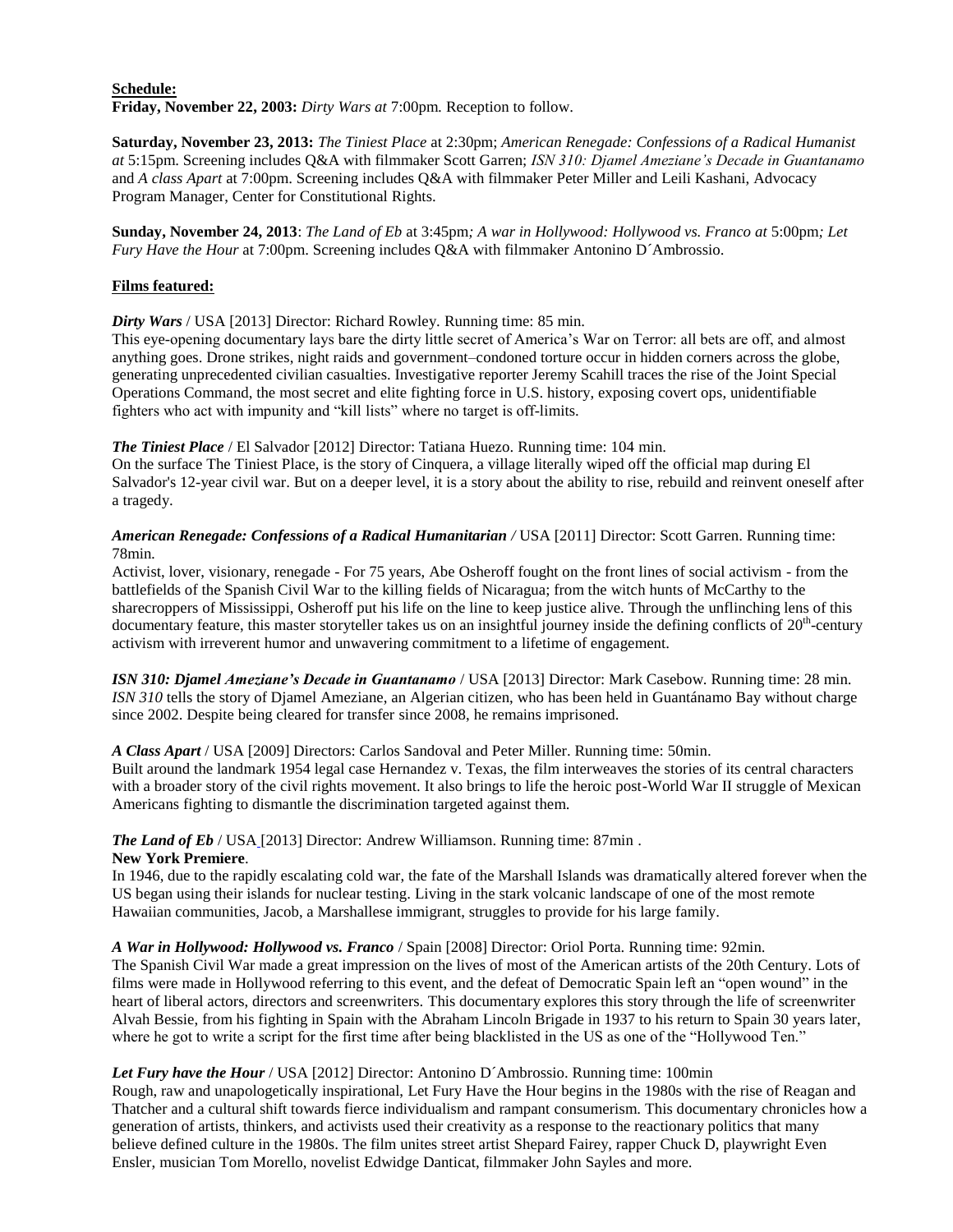**Schedule:**

**Friday, November 22, 2003:** *Dirty Wars at* 7:00pm. Reception to follow.

**Saturday, November 23, 2013:** *The Tiniest Place* at 2:30pm; *American Renegade: Confessions of a Radical Humanist at* 5:15pm. Screening includes Q&A with filmmaker Scott Garren; *ISN 310: Djamel Ameziane's Decade in Guantanamo* and *A class Apart* at 7:00pm. Screening includes Q&A with filmmaker Peter Miller and Leili Kashani, Advocacy Program Manager, Center for Constitutional Rights.

**Sunday, November 24, 2013**: *The Land of Eb* at 3:45pm*; A war in Hollywood: Hollywood vs. Franco at* 5:00pm*; Let Fury Have the Hour* at 7:00pm. Screening includes Q&A with filmmaker Antonino D´Ambrossio.

**Films featured:**

***Dirty Wars*** / USA [2013] Director: Richard Rowley. Running time: 85 min.
This eye-opening documentary lays bare the dirty little secret of America's War on Terror: all bets are off, and almost anything goes. Drone strikes, night raids and government–condoned torture occur in hidden corners across the globe, generating unprecedented civilian casualties. Investigative reporter Jeremy Scahill traces the rise of the Joint Special Operations Command, the most secret and elite fighting force in U.S. history, exposing covert ops, unidentifiable fighters who act with impunity and "kill lists" where no target is off-limits.

***The Tiniest Place*** / El Salvador [2012] Director: Tatiana Huezo. Running time: 104 min.
On the surface The Tiniest Place, is the story of Cinquera, a village literally wiped off the official map during El Salvador's 12-year civil war. But on a deeper level, it is a story about the ability to rise, rebuild and reinvent oneself after a tragedy.

***American Renegade: Confessions of a Radical Humanitarian /*** USA [2011] Director: Scott Garren. Running time: 78min.
Activist, lover, visionary, renegade - For 75 years, Abe Osheroff fought on the front lines of social activism - from the battlefields of the Spanish Civil War to the killing fields of Nicaragua; from the witch hunts of McCarthy to the sharecroppers of Mississippi, Osheroff put his life on the line to keep justice alive. Through the unflinching lens of this documentary feature, this master storyteller takes us on an insightful journey inside the defining conflicts of 20th-century activism with irreverent humor and unwavering commitment to a lifetime of engagement.

***ISN 310: Djamel Ameziane's Decade in Guantanamo*** / USA [2013] Director: Mark Casebow. Running time: 28 min.
*ISN 310* tells the story of Djamel Ameziane, an Algerian citizen, who has been held in Guantánamo Bay without charge since 2002. Despite being cleared for transfer since 2008, he remains imprisoned.

***A Class Apart*** / USA [2009] Directors: Carlos Sandoval and Peter Miller. Running time: 50min.
Built around the landmark 1954 legal case Hernandez v. Texas, the film interweaves the stories of its central characters with a broader story of the civil rights movement. It also brings to life the heroic post-World War II struggle of Mexican Americans fighting to dismantle the discrimination targeted against them.

***The Land of Eb*** / USA [2013] Director: Andrew Williamson. Running time: 87min .
**New York Premiere**.
In 1946, due to the rapidly escalating cold war, the fate of the Marshall Islands was dramatically altered forever when the US began using their islands for nuclear testing. Living in the stark volcanic landscape of one of the most remote Hawaiian communities, Jacob, a Marshallese immigrant, struggles to provide for his large family.

***A War in Hollywood: Hollywood vs. Franco*** / Spain [2008] Director: Oriol Porta. Running time: 92min.
The Spanish Civil War made a great impression on the lives of most of the American artists of the 20th Century. Lots of films were made in Hollywood referring to this event, and the defeat of Democratic Spain left an "open wound" in the heart of liberal actors, directors and screenwriters. This documentary explores this story through the life of screenwriter Alvah Bessie, from his fighting in Spain with the Abraham Lincoln Brigade in 1937 to his return to Spain 30 years later, where he got to write a script for the first time after being blacklisted in the US as one of the "Hollywood Ten."

***Let Fury have the Hour*** / USA [2012] Director: Antonino D´Ambrossio. Running time: 100min
Rough, raw and unapologetically inspirational, Let Fury Have the Hour begins in the 1980s with the rise of Reagan and Thatcher and a cultural shift towards fierce individualism and rampant consumerism. This documentary chronicles how a generation of artists, thinkers, and activists used their creativity as a response to the reactionary politics that many believe defined culture in the 1980s. The film unites street artist Shepard Fairey, rapper Chuck D, playwright Even Ensler, musician Tom Morello, novelist Edwidge Danticat, filmmaker John Sayles and more.